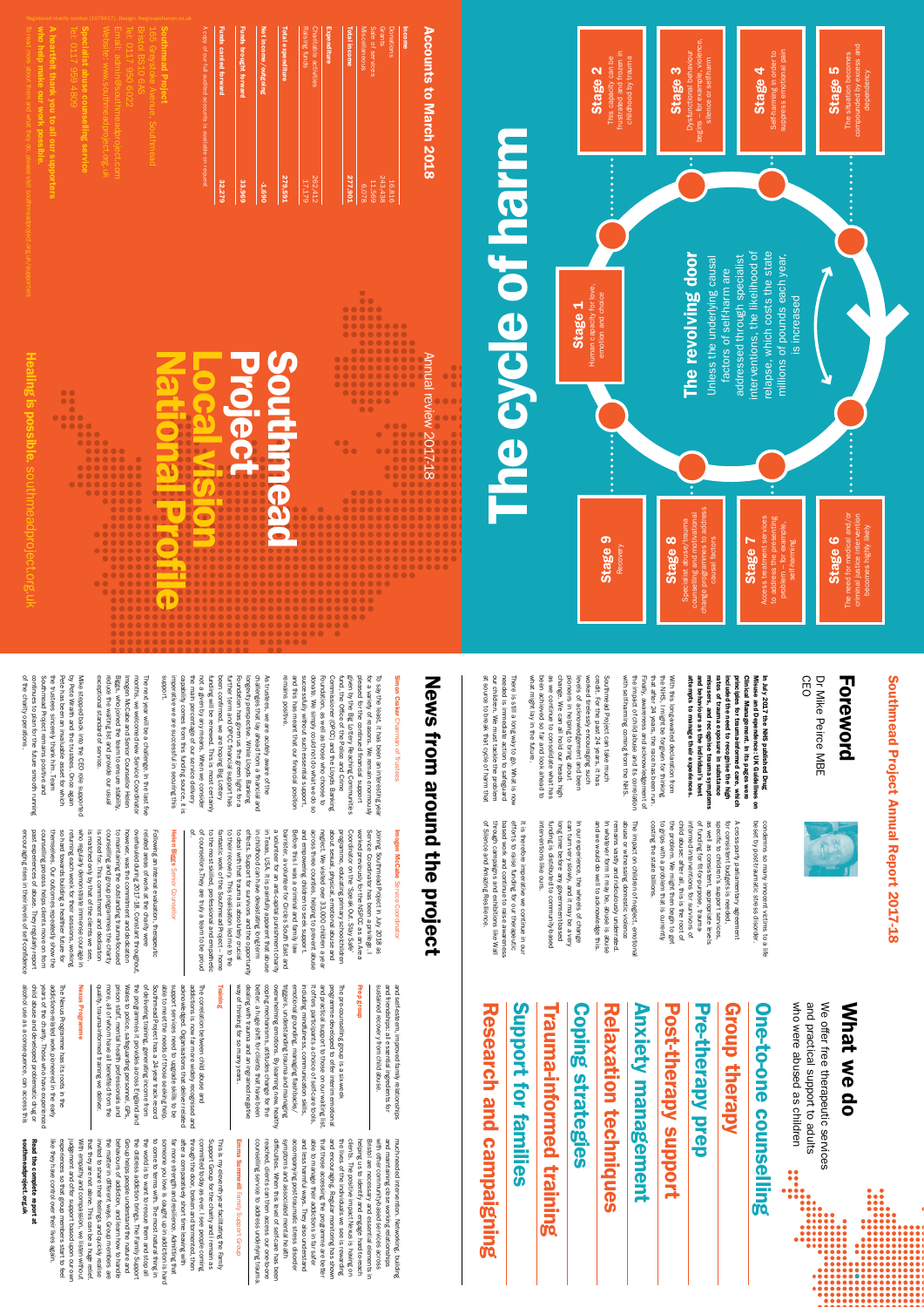# Southmead Project Annual Report 2017-18

## Foreword

Dr Mike Peirce MBE
CEO

**In July 2017 the NHS published Drug Misuse and Dependence: UK Guidelines on Clinical Management. In its pages were principles for trauma-informed care, which included the need to recognise the high prevalence of trauma in substance misusers, and recognise trauma symptoms and behaviours as the individual's best attempts to manage their experiences.**

With this long-awaited declaration from the NHS, I might be forgiven for thinking that after 24 years, the race has been run. Finally, awareness and acknowledgement of the impact of childhood abuse and its correlation with self-harming coming from the NHS.

Southmead Project can take much credit for the past 24 years; it has worked tirelessly encouraging such levels of acknowledgement and been pioneers in helping to bring about change. We can be proud of what we have achieved so far and look ahead to what might lay in the future.

There is still a long way to go. What is now needed is immediate action to safeguard our children. We must tackle the problem at source to break that cycle of harm that condemns so many innocent victims to a life beset by post-traumatic stress disorder.

A cross-party parliamentary agreement for consistent budgets is needed, specifically around mental health services, as well as consistent, appropriate levels of funding for fit-for-purpose, trauma-informed interventions for survivors of child abuse. After all, it is at source the problem. We might then begin to get to grips with a problem that is currently costing the state billions.

The impact on children of neglect, emotional abuse or witnessing domestic violence remains vastly and ridiculously underrated. In whatever form it may be, abuse is abuse and we would do well to acknowledge this.

In our experience, the wheels of change can turn very slowly, and it may be a very long time before any government-based funding is distributed to community-based interventions like ours.

It is therefore imperative we continue in our efforts to raise funding for our therapeutic based work and continue to raise awareness through campaigns and exhibitions like Wall of Silence and Amazing Resilience.

## News from around the project

### Simon Cocker Chairman of Trustees

To say the least, it has been an interesting year for a variety of reasons. We remain enormously pleased for the continued financial support given by the Big Lottery Reaching Communities fund, the Avon and Somerset Police and Crime Commissioner (OPCC) and the Lloyds Banking Foundation, as well as those who choose to donate. We simply could not do what we do without their support, and this has meant that our financial position remains positive.

As trustees, we are acutely aware of the challenges that lay ahead from a financial and longevity perspective. While Lloyds Banking Foundation has given us the green light for a further three years of funding, the Big Lottery funding is not a given by any means. When we consider the main percentage of our service delivery costs come from this source, it is imperative we are successful in securing this support.

The next year will be a challenge. In the last few months, we welcomed new Service Coordinator Imogen McCabe and Senior Counsellor Helen Biggs, who joined the team to ensure stability, reduce the waiting list and provide our usual exceptional standard of service.

Mike stepped back into the CEO role supported by the trustees. The trustees sincerely thank him. Team Southmead Project remains positive and continues to plan for the future smooth running of the charity's operations.

### Imogen McCabe Service Coordinator

Joining Southmead Project in July 2018 as Service Coordinator has been a privilege. I worked previously for the NSPCC as an Area Coordinator on the 'Speak Out. Stay Safe' programme, which educates primary school children about sexual, physical, emotional abuse and neglect. We visited over 33,000 children a year across three counties, helping to prevent abuse and build resilience in children.

Before this I was a criminal and family law barrister, a volunteer for an anti-capital punishment charity in the USA, and a volunteer for Circles South East and have seen first-hand the devastating long-term effects trauma in childhood can have. Support for survivors and the opportunity to deal with that trauma is absolutely crucial to their recovery. This realisation led me to the Southmead Project, where I have the privilege of working alongside the most skilled, professional and empathetic of counsellors. They are truly a team to be proud of.

### Helen Biggs Senior Counsellor

Following an internal evaluation, therapeutic services at Southmead Project were overhauled during 2017-18. Constant throughout, however, was the commitment and dedication to maintaining the outstanding trauma-focused work that the project is noted for. This commitment and dedication is matched only by that of the clients we see, who regularly demonstrate immense courage in working towards a healthier future for themselves. Our outcomes repeatedly show the counselling process helps clients move on from past experiences of abuse. They regularly report encouraging rises in their levels of self-confidence and self-esteem, improved family relationships and friendships: all essential ingredients for sustained recovery from child abuse.

### Prep group

The pre-counselling group is a six-week programme developed to offer interim emotional and practical support to those on our waiting list. It offers participants a choice of self-care tools, including grounding, managing flashbacks, triggers, understanding trauma and managing overwhelming emotions. By learning new, healthy coping strategies, clients are able to cope better, a huge shift for clients that have been dealing with trauma and an ingrained negative way of thinking for so many years.

### Training

The correlation between child abuse and addictions is now far more widely recognised and acknowledged. Organisations now recognise that support services need to upgrade skills to be able to meet the needs of those seeking help. Southmead Project has a 24-year track record of developing and delivering trauma-informed training, and this is reflected in the training it provides across England and Wales to police, safeguarding personnel, GPs, prison staff, mental health professionals and others. Feedback shows the quality of the trauma-informed training we deliver.

### Nexus Programme

The Nexus Programme has its roots in the addictions-related work pioneered in the early years of the charity. Those who have experienced child abuse and developed problematic drug or alcohol use as a consequence, can access this much-needed intervention. Networking, building and maintaining close working relationships with other organisations across Bristol are necessary and essential elements in helping us to identify and engage hard-to-reach clients. The positive impact Nexus is having on the lives of many individuals is greatly rewarding and encouraging. Regular monitoring has shown that those accessing the programme are better able to manage their addictions in a safer way, and feel more able to understand and accept the symptoms of post-traumatic stress disorder and associated mental health difficulties. When this level of self-care has been achieved, clients can then access our one-to-one counselling service to address underlying trauma.

### Emma Summerall Family Support Group

This is my eleventh year facilitating the Family Support Group for the charity and I remain as committed today as ever. I see people coming through the door, broken and tormented, then after a while, begin to walk with their heads held high. It takes strength and resilience. Admitting that someone you love is caught up in addiction is hard to come to terms with. The most natural thing in the world is to want to help them and ease the distress addiction brings. The Family Support Group helps people understand the nature and behaviours of addiction, and learn how to handle the madness it creates. Group members are invited to share their feelings and quickly realise that they are not alone. This can be a huge relief. With empathy and compassion, we listen without judgement, offering support to help group members look after their own wellbeing, and start to feel like they have control over their lives again.

**Read the complete report at southmeadproject.org.uk**

## What we do

We offer free therapeutic services and practical support to adults who were abused as children

- One-to-one counselling
- Group therapy
- Pre-therapy prep
- Post-therapy support
- Anxiety management
- Relaxation techniques
- Coping strategies
- Trauma-informed training
- Support for families
- Research and campaigning

# The cycle of harm

**Stage 1** Human capacity for love, emotion and choice

**Stage 2** This capacity can be frustrated and harmed in childhood by trauma

**Stage 3** Dysfunctional behaviour begins – for example, violence, silence or self-harm

**Stage 4** Self-harming in order to suppress emotional pain

**Stage 5** The situation becomes compounded by excess and dependency

**Stage 6** The need for medical and/or criminal justice intervention becomes highly likely

**Stage 7** Access treatment services to address the presenting problem – for example, self-harming

**Stage 8** Specialist abuse/trauma counselling and behavioural change programmes to address causal factors

**Stage 9** Recovery

**The revolving door**
Unless the underlying causal factors of self-harm are addressed through specialist interventions, the likelihood of relapse, which costs the state millions of pounds each year, is increased

## Accounts to March 2018

| Income | |
|---|---|
| Donations | 16,816 |
| Grants | 243,438 |
| Sale of services | 11,669 |
| Miscellaneous | 6,078 |
| **Total income** | **277,901** |
| **Expenditure** | |
| Charitable activities | 262,412 |
| Raising funds | 17,179 |
| **Total expenditure** | **279,591** |
| **Net income/outgoing** | **-1,690** |
| **Funds brought forward** | **33,969** |
| **Funds carried forward** | **32,279** |

A copy of our full audited accounts is available on request.

**Southmead Project**
165 Greystoke Avenue, Southmead
Bristol BS10 6AS
Tel: 0117 950 6022
Email: admin@southmeadproject.com
Website: www.southmeadproject.org.uk

**Specialist abuse counselling service**
Tel: 0117 959 4409

**A heartfelt thank you to all our supporters who help make our work possible.**
To read more about them and what they do, please visit southmeadproject.org.uk/supporters

Registered charity number 1078617

# Southmead Project
## Local vision National Profile

Annual review 2017/18

**Healing is possible.** southmeadproject.org.uk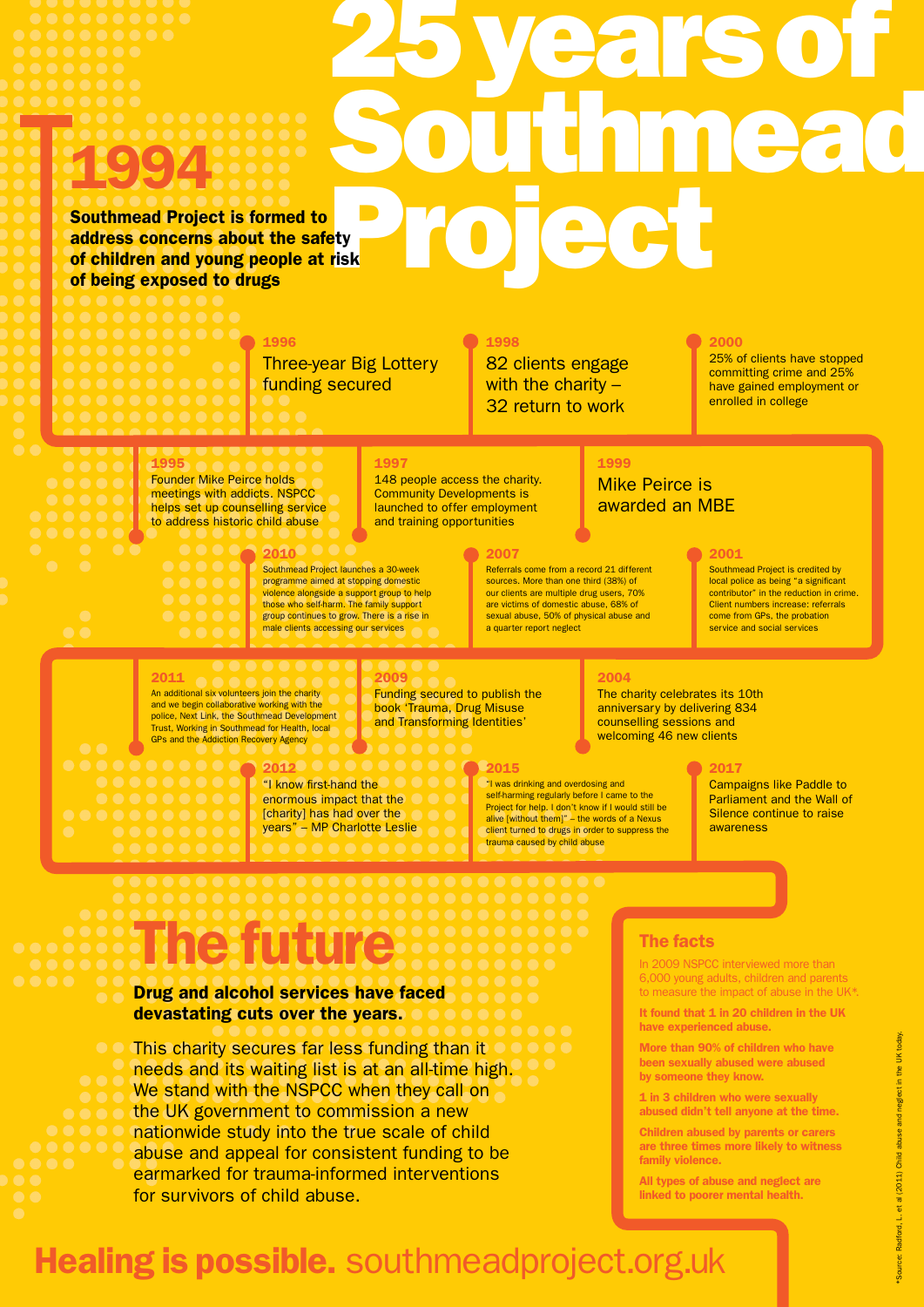# 25 years of Southmead Project

## 1994

**Southmead Project is formed to address concerns about the safety of children and young people at risk of being exposed to drugs**

### 1995

Founder Mike Peirce holds meetings with addicts. NSPCC helps set up counselling service to address historic child abuse

### 1996

Three-year Big Lottery funding secured

### 1997

148 people access the charity. Community Developments is launched to offer employment and training opportunities

### 1998

82 clients engage with the charity – 32 return to work

### 1999

Mike Peirce is awarded an MBE

### 2000

25% of clients have stopped committing crime and 25% have gained employment or enrolled in college

### 2001

Southmead Project is credited by local police as being "a significant contributor" in the reduction in crime. Client numbers increase: referrals come from GPs, the probation service and social services

### 2004

The charity celebrates its 10th anniversary by delivering 834 counselling sessions and welcoming 46 new clients

### 2007

Referrals come from a record 21 different sources. More than one third (38%) of our clients are multiple drug users, 70% are victims of domestic abuse, 68% of sexual abuse, 50% of physical abuse and a quarter report neglect

### 2009

Funding secured to publish the book 'Trauma, Drug Misuse and Transforming Identities'

### 2010

Southmead Project launches a 30-week programme aimed at stopping domestic violence alongside a support group to help those who self-harm. The family support group continues to grow. There is a rise in male clients accessing our services

### 2011

An additional six volunteers join the charity and we begin collaborative working with the police, Next Link, the Southmead Development Trust, Working in Southmead for Health, local GPs and the Addiction Recovery Agency

### 2012

"I know first-hand the enormous impact that the [charity] has had over the years" – MP Charlotte Leslie

### 2015

"I was drinking and overdosing and self-harming regularly before I came to the Project for help. I don't know if I would still be alive [without them]" – the words of a Nexus client turned to drugs in order to suppress the trauma caused by child abuse

### 2017

Campaigns like Paddle to Parliament and the Wall of Silence continue to raise awareness

## The future

**Drug and alcohol services have faced devastating cuts over the years.**

This charity secures far less funding than it needs and its waiting list is at an all-time high. We stand with the NSPCC when they call on the UK government to commission a new nationwide study into the true scale of child abuse and appeal for consistent funding to be earmarked for trauma-informed interventions for survivors of child abuse.

## The facts

In 2009 NSPCC interviewed more than 6,000 young adults, children and parents to measure the impact of abuse in the UK*.

**It found that 1 in 20 children in the UK have experienced abuse.**

**More than 90% of children who have been sexually abused were abused by someone they know.**

**1 in 3 children who were sexually abused didn't tell anyone at the time.**

**Children abused by parents or carers are three times more likely to witness family violence.**

**All types of abuse and neglect are linked to poorer mental health.**

*Source: Radford, L. et al (2011) Child abuse and neglect in the UK today.

**Healing is possible.** southmeadproject.org.uk